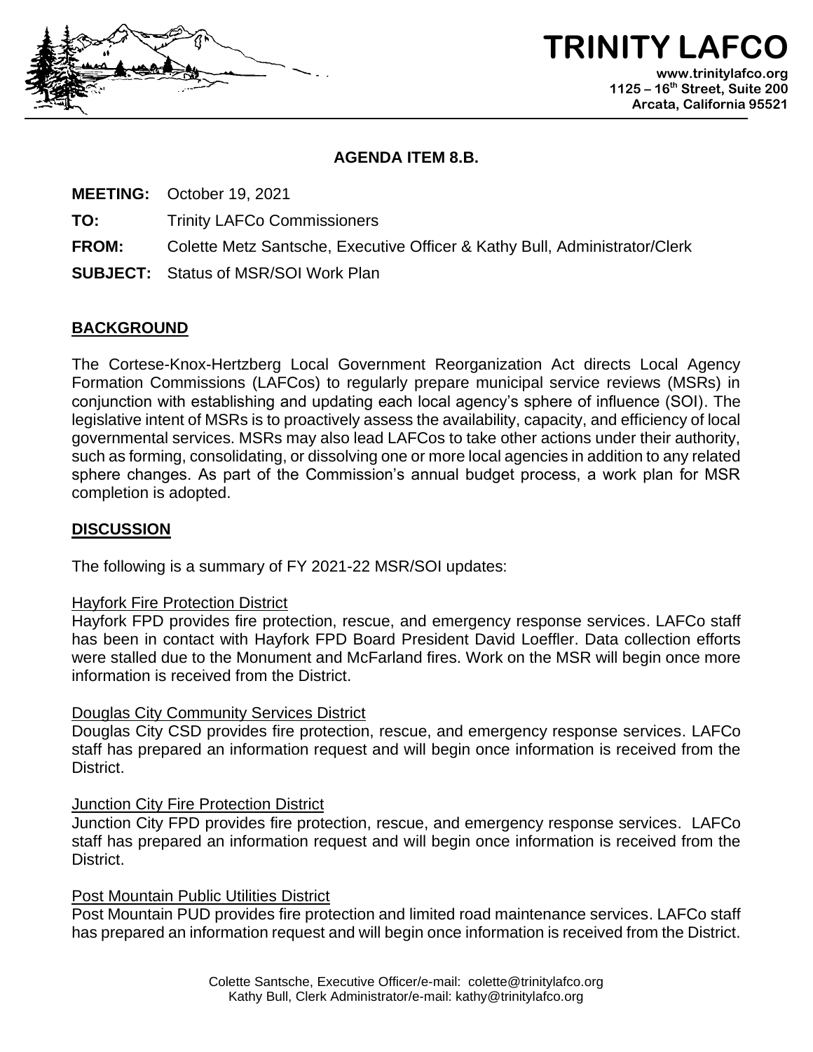# TRINITY LAFCO

www.trinitylafco.org
1125 – 16th Street, Suite 200
Arcata, California 95521

**AGENDA ITEM 8.B.**

**MEETING:** October 19, 2021

**TO:** Trinity LAFCo Commissioners

**FROM:** Colette Metz Santsche, Executive Officer & Kathy Bull, Administrator/Clerk

**SUBJECT:** Status of MSR/SOI Work Plan

## BACKGROUND

The Cortese-Knox-Hertzberg Local Government Reorganization Act directs Local Agency Formation Commissions (LAFCos) to regularly prepare municipal service reviews (MSRs) in conjunction with establishing and updating each local agency's sphere of influence (SOI). The legislative intent of MSRs is to proactively assess the availability, capacity, and efficiency of local governmental services. MSRs may also lead LAFCos to take other actions under their authority, such as forming, consolidating, or dissolving one or more local agencies in addition to any related sphere changes. As part of the Commission's annual budget process, a work plan for MSR completion is adopted.

## DISCUSSION

The following is a summary of FY 2021-22 MSR/SOI updates:

Hayfork Fire Protection District

Hayfork FPD provides fire protection, rescue, and emergency response services. LAFCo staff has been in contact with Hayfork FPD Board President David Loeffler. Data collection efforts were stalled due to the Monument and McFarland fires. Work on the MSR will begin once more information is received from the District.

Douglas City Community Services District

Douglas City CSD provides fire protection, rescue, and emergency response services. LAFCo staff has prepared an information request and will begin once information is received from the District.

Junction City Fire Protection District

Junction City FPD provides fire protection, rescue, and emergency response services. LAFCo staff has prepared an information request and will begin once information is received from the District.

Post Mountain Public Utilities District

Post Mountain PUD provides fire protection and limited road maintenance services. LAFCo staff has prepared an information request and will begin once information is received from the District.

Colette Santsche, Executive Officer/e-mail: colette@trinitylafco.org
Kathy Bull, Clerk Administrator/e-mail: kathy@trinitylafco.org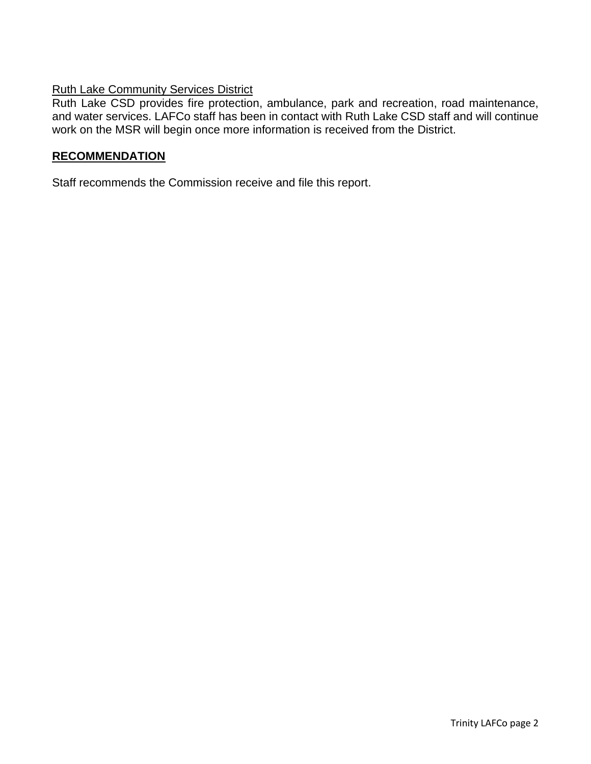Ruth Lake Community Services District

Ruth Lake CSD provides fire protection, ambulance, park and recreation, road maintenance, and water services. LAFCo staff has been in contact with Ruth Lake CSD staff and will continue work on the MSR will begin once more information is received from the District.

## **RECOMMENDATION**

Staff recommends the Commission receive and file this report.